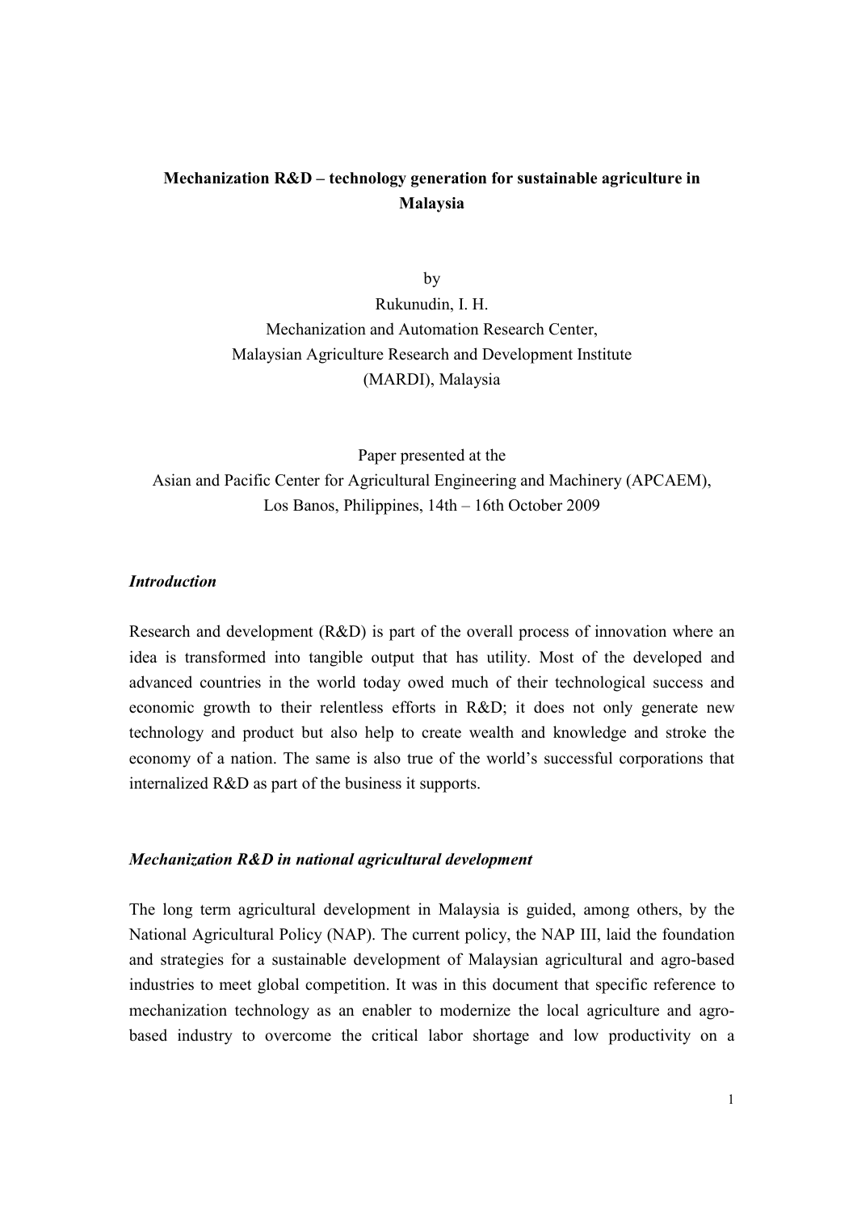# Mechanization R&D – technology generation for sustainable agriculture in Malaysia

by

Rukunudin, I. H.
Mechanization and Automation Research Center,
Malaysian Agriculture Research and Development Institute
(MARDI), Malaysia

Paper presented at the
Asian and Pacific Center for Agricultural Engineering and Machinery (APCAEM),
Los Banos, Philippines, 14th – 16th October 2009

### *Introduction*

Research and development (R&D) is part of the overall process of innovation where an idea is transformed into tangible output that has utility. Most of the developed and advanced countries in the world today owed much of their technological success and economic growth to their relentless efforts in R&D; it does not only generate new technology and product but also help to create wealth and knowledge and stroke the economy of a nation. The same is also true of the world's successful corporations that internalized R&D as part of the business it supports.

### *Mechanization R&D in national agricultural development*

The long term agricultural development in Malaysia is guided, among others, by the National Agricultural Policy (NAP). The current policy, the NAP III, laid the foundation and strategies for a sustainable development of Malaysian agricultural and agro-based industries to meet global competition. It was in this document that specific reference to mechanization technology as an enabler to modernize the local agriculture and agro-based industry to overcome the critical labor shortage and low productivity on a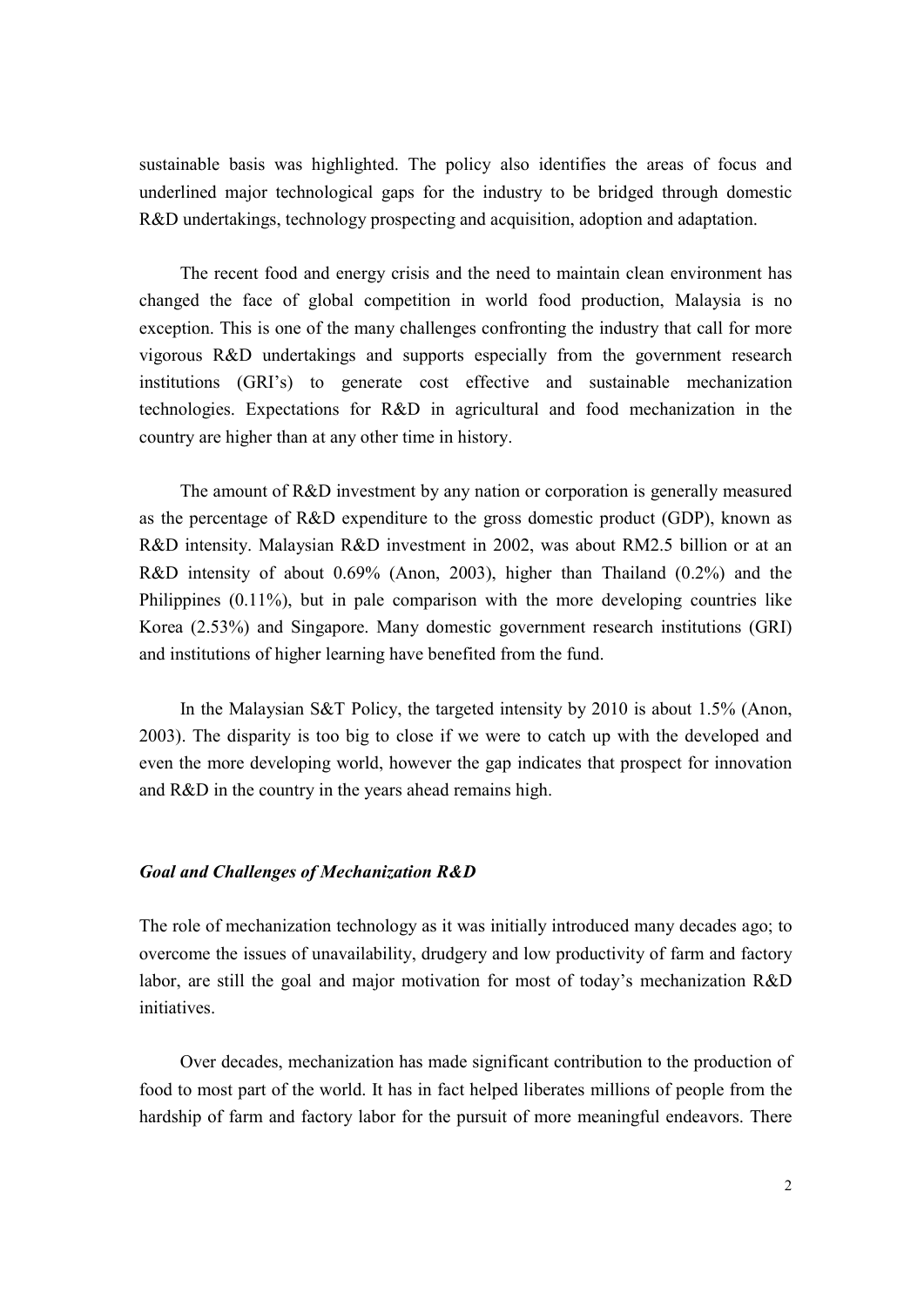sustainable basis was highlighted. The policy also identifies the areas of focus and underlined major technological gaps for the industry to be bridged through domestic R&D undertakings, technology prospecting and acquisition, adoption and adaptation.

The recent food and energy crisis and the need to maintain clean environment has changed the face of global competition in world food production, Malaysia is no exception. This is one of the many challenges confronting the industry that call for more vigorous R&D undertakings and supports especially from the government research institutions (GRI's) to generate cost effective and sustainable mechanization technologies. Expectations for R&D in agricultural and food mechanization in the country are higher than at any other time in history.

The amount of R&D investment by any nation or corporation is generally measured as the percentage of R&D expenditure to the gross domestic product (GDP), known as R&D intensity. Malaysian R&D investment in 2002, was about RM2.5 billion or at an R&D intensity of about 0.69% (Anon, 2003), higher than Thailand (0.2%) and the Philippines (0.11%), but in pale comparison with the more developing countries like Korea (2.53%) and Singapore. Many domestic government research institutions (GRI) and institutions of higher learning have benefited from the fund.

In the Malaysian S&T Policy, the targeted intensity by 2010 is about 1.5% (Anon, 2003). The disparity is too big to close if we were to catch up with the developed and even the more developing world, however the gap indicates that prospect for innovation and R&D in the country in the years ahead remains high.

### *Goal and Challenges of Mechanization R&D*

The role of mechanization technology as it was initially introduced many decades ago; to overcome the issues of unavailability, drudgery and low productivity of farm and factory labor, are still the goal and major motivation for most of today's mechanization R&D initiatives.

Over decades, mechanization has made significant contribution to the production of food to most part of the world. It has in fact helped liberates millions of people from the hardship of farm and factory labor for the pursuit of more meaningful endeavors. There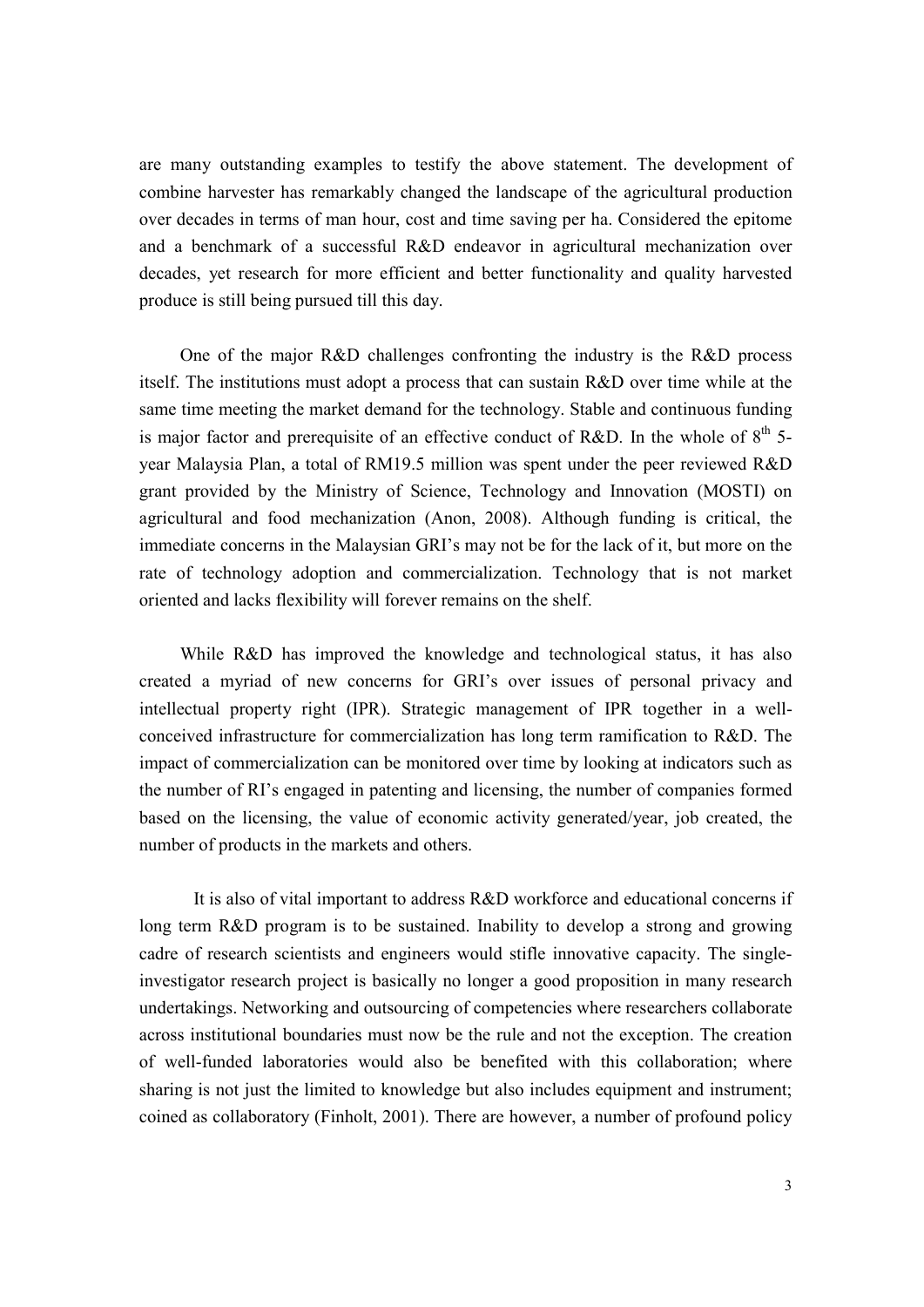are many outstanding examples to testify the above statement. The development of combine harvester has remarkably changed the landscape of the agricultural production over decades in terms of man hour, cost and time saving per ha. Considered the epitome and a benchmark of a successful R&D endeavor in agricultural mechanization over decades, yet research for more efficient and better functionality and quality harvested produce is still being pursued till this day.

One of the major R&D challenges confronting the industry is the R&D process itself. The institutions must adopt a process that can sustain R&D over time while at the same time meeting the market demand for the technology. Stable and continuous funding is major factor and prerequisite of an effective conduct of R&D. In the whole of $8^{th}$ 5-year Malaysia Plan, a total of RM19.5 million was spent under the peer reviewed R&D grant provided by the Ministry of Science, Technology and Innovation (MOSTI) on agricultural and food mechanization (Anon, 2008). Although funding is critical, the immediate concerns in the Malaysian GRI's may not be for the lack of it, but more on the rate of technology adoption and commercialization. Technology that is not market oriented and lacks flexibility will forever remains on the shelf.

While R&D has improved the knowledge and technological status, it has also created a myriad of new concerns for GRI's over issues of personal privacy and intellectual property right (IPR). Strategic management of IPR together in a well-conceived infrastructure for commercialization has long term ramification to R&D. The impact of commercialization can be monitored over time by looking at indicators such as the number of RI's engaged in patenting and licensing, the number of companies formed based on the licensing, the value of economic activity generated/year, job created, the number of products in the markets and others.

It is also of vital important to address R&D workforce and educational concerns if long term R&D program is to be sustained. Inability to develop a strong and growing cadre of research scientists and engineers would stifle innovative capacity. The single-investigator research project is basically no longer a good proposition in many research undertakings. Networking and outsourcing of competencies where researchers collaborate across institutional boundaries must now be the rule and not the exception. The creation of well-funded laboratories would also be benefited with this collaboration; where sharing is not just the limited to knowledge but also includes equipment and instrument; coined as collaboratory (Finholt, 2001). There are however, a number of profound policy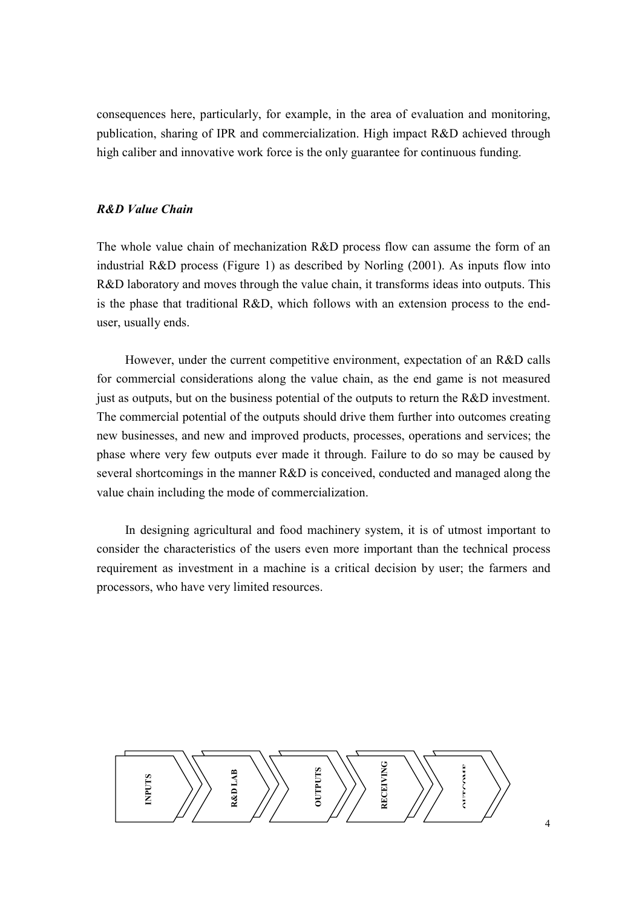consequences here, particularly, for example, in the area of evaluation and monitoring, publication, sharing of IPR and commercialization. High impact R&D achieved through high caliber and innovative work force is the only guarantee for continuous funding.

### *R&D Value Chain*

The whole value chain of mechanization R&D process flow can assume the form of an industrial R&D process (Figure 1) as described by Norling (2001). As inputs flow into R&D laboratory and moves through the value chain, it transforms ideas into outputs. This is the phase that traditional R&D, which follows with an extension process to the end-user, usually ends.

However, under the current competitive environment, expectation of an R&D calls for commercial considerations along the value chain, as the end game is not measured just as outputs, but on the business potential of the outputs to return the R&D investment. The commercial potential of the outputs should drive them further into outcomes creating new businesses, and new and improved products, processes, operations and services; the phase where very few outputs ever made it through. Failure to do so may be caused by several shortcomings in the manner R&D is conceived, conducted and managed along the value chain including the mode of commercialization.

In designing agricultural and food machinery system, it is of utmost important to consider the characteristics of the users even more important than the technical process requirement as investment in a machine is a critical decision by user; the farmers and processors, who have very limited resources.

INPUTS → R&D LAB → OUTPUTS → RECEIVING → OUTCOME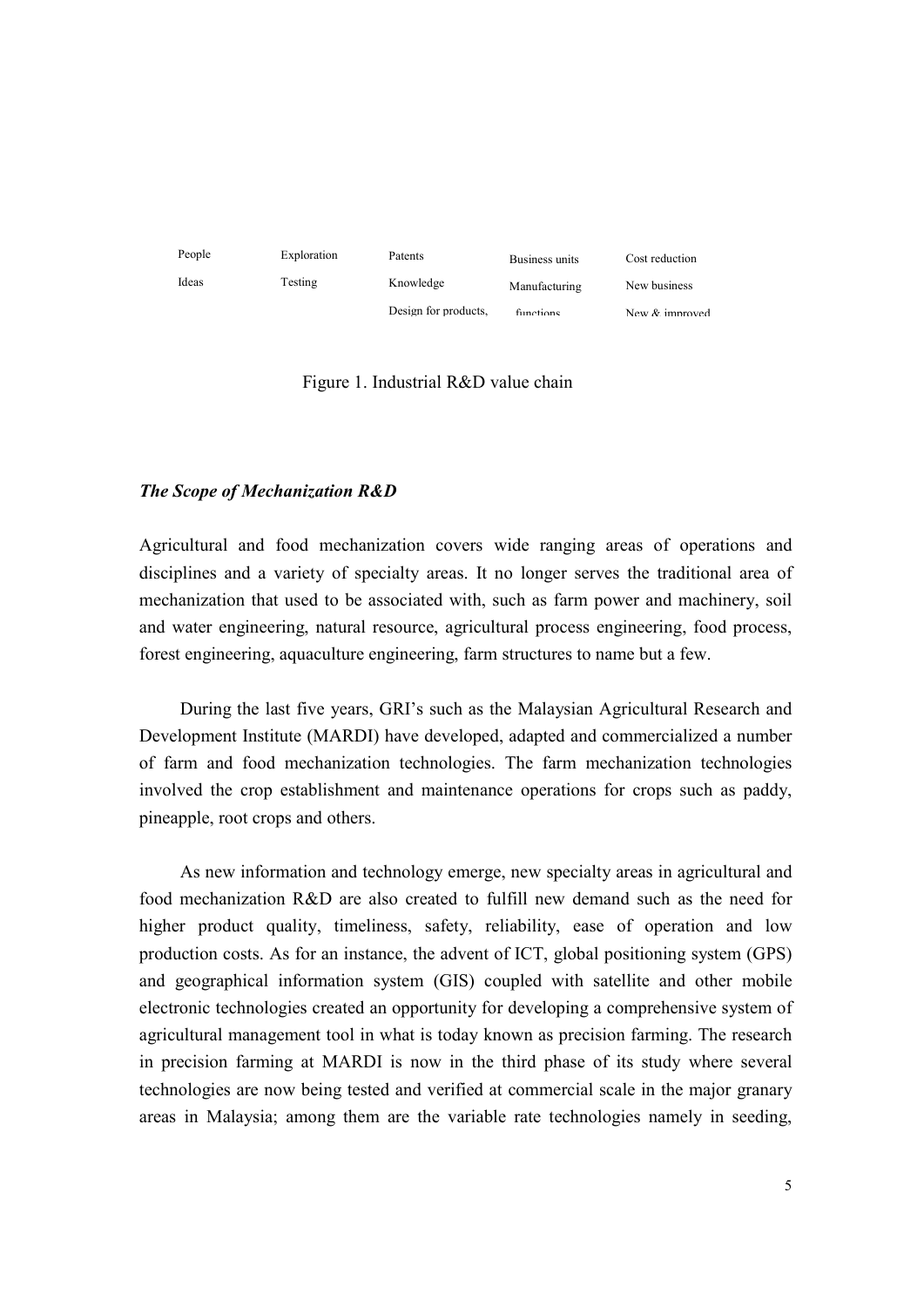| People | Exploration | Patents | Business units | Cost reduction |
|---|---|---|---|---|
| Ideas | Testing | Knowledge | Manufacturing | New business |
| | | Design for products, | functions | New & improved |

Figure 1. Industrial R&D value chain

### *The Scope of Mechanization R&D*

Agricultural and food mechanization covers wide ranging areas of operations and disciplines and a variety of specialty areas. It no longer serves the traditional area of mechanization that used to be associated with, such as farm power and machinery, soil and water engineering, natural resource, agricultural process engineering, food process, forest engineering, aquaculture engineering, farm structures to name but a few.

During the last five years, GRI's such as the Malaysian Agricultural Research and Development Institute (MARDI) have developed, adapted and commercialized a number of farm and food mechanization technologies. The farm mechanization technologies involved the crop establishment and maintenance operations for crops such as paddy, pineapple, root crops and others.

As new information and technology emerge, new specialty areas in agricultural and food mechanization R&D are also created to fulfill new demand such as the need for higher product quality, timeliness, safety, reliability, ease of operation and low production costs. As for an instance, the advent of ICT, global positioning system (GPS) and geographical information system (GIS) coupled with satellite and other mobile electronic technologies created an opportunity for developing a comprehensive system of agricultural management tool in what is today known as precision farming. The research in precision farming at MARDI is now in the third phase of its study where several technologies are now being tested and verified at commercial scale in the major granary areas in Malaysia; among them are the variable rate technologies namely in seeding,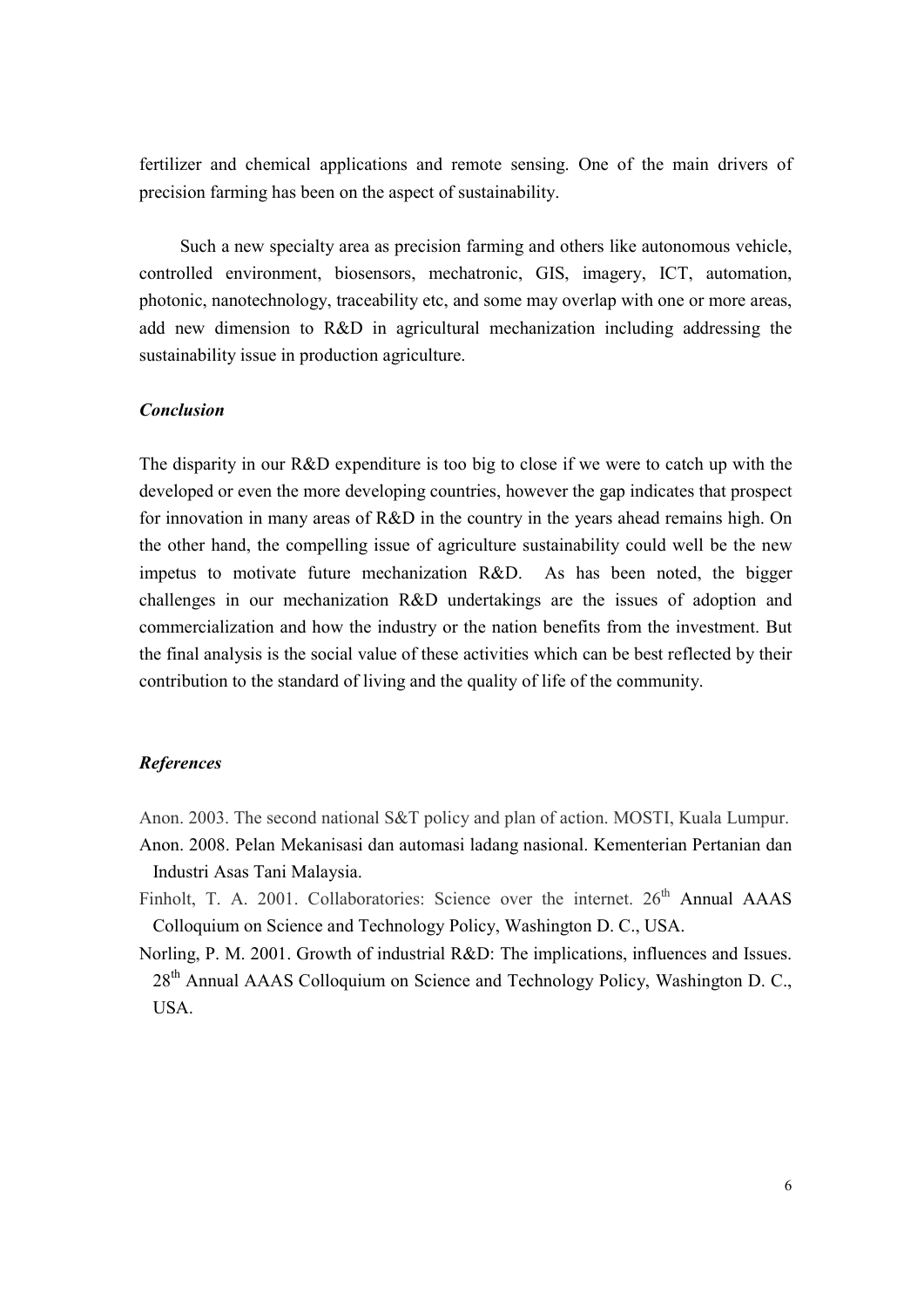fertilizer and chemical applications and remote sensing. One of the main drivers of precision farming has been on the aspect of sustainability.

Such a new specialty area as precision farming and others like autonomous vehicle, controlled environment, biosensors, mechatronic, GIS, imagery, ICT, automation, photonic, nanotechnology, traceability etc, and some may overlap with one or more areas, add new dimension to R&D in agricultural mechanization including addressing the sustainability issue in production agriculture.

### *Conclusion*

The disparity in our R&D expenditure is too big to close if we were to catch up with the developed or even the more developing countries, however the gap indicates that prospect for innovation in many areas of R&D in the country in the years ahead remains high. On the other hand, the compelling issue of agriculture sustainability could well be the new impetus to motivate future mechanization R&D. As has been noted, the bigger challenges in our mechanization R&D undertakings are the issues of adoption and commercialization and how the industry or the nation benefits from the investment. But the final analysis is the social value of these activities which can be best reflected by their contribution to the standard of living and the quality of life of the community.

### *References*

Anon. 2003. The second national S&T policy and plan of action. MOSTI, Kuala Lumpur.

Anon. 2008. Pelan Mekanisasi dan automasi ladang nasional. Kementerian Pertanian dan Industri Asas Tani Malaysia.

Finholt, T. A. 2001. Collaboratories: Science over the internet. 26th Annual AAAS Colloquium on Science and Technology Policy, Washington D. C., USA.

Norling, P. M. 2001. Growth of industrial R&D: The implications, influences and Issues. 28th Annual AAAS Colloquium on Science and Technology Policy, Washington D. C., USA.